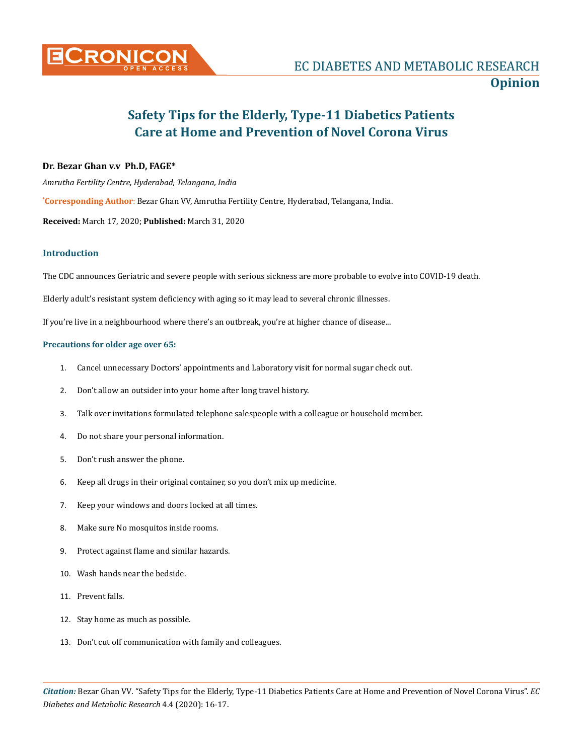# Safety Tips for the Elderly, Type-11 Diabetics Patients Care at Home and Prevention of Novel Corona Virus

**Dr. Bezar Ghan v.v Ph.D, FAGE***

*Amrutha Fertility Centre, Hyderabad, Telangana, India*

***Corresponding Author**: Bezar Ghan VV, Amrutha Fertility Centre, Hyderabad, Telangana, India.

**Received:** March 17, 2020; **Published:** March 31, 2020

## Introduction

The CDC announces Geriatric and severe people with serious sickness are more probable to evolve into COVID-19 death.

Elderly adult's resistant system deficiency with aging so it may lead to several chronic illnesses.

If you're live in a neighbourhood where there's an outbreak, you're at higher chance of disease...

### Precautions for older age over 65:

1. Cancel unnecessary Doctors' appointments and Laboratory visit for normal sugar check out.
2. Don't allow an outsider into your home after long travel history.
3. Talk over invitations formulated telephone salespeople with a colleague or household member.
4. Do not share your personal information.
5. Don't rush answer the phone.
6. Keep all drugs in their original container, so you don't mix up medicine.
7. Keep your windows and doors locked at all times.
8. Make sure No mosquitos inside rooms.
9. Protect against flame and similar hazards.
10. Wash hands near the bedside.
11. Prevent falls.
12. Stay home as much as possible.
13. Don't cut off communication with family and colleagues.

*Citation:* Bezar Ghan VV. "Safety Tips for the Elderly, Type-11 Diabetics Patients Care at Home and Prevention of Novel Corona Virus". *EC Diabetes and Metabolic Research* 4.4 (2020): 16-17.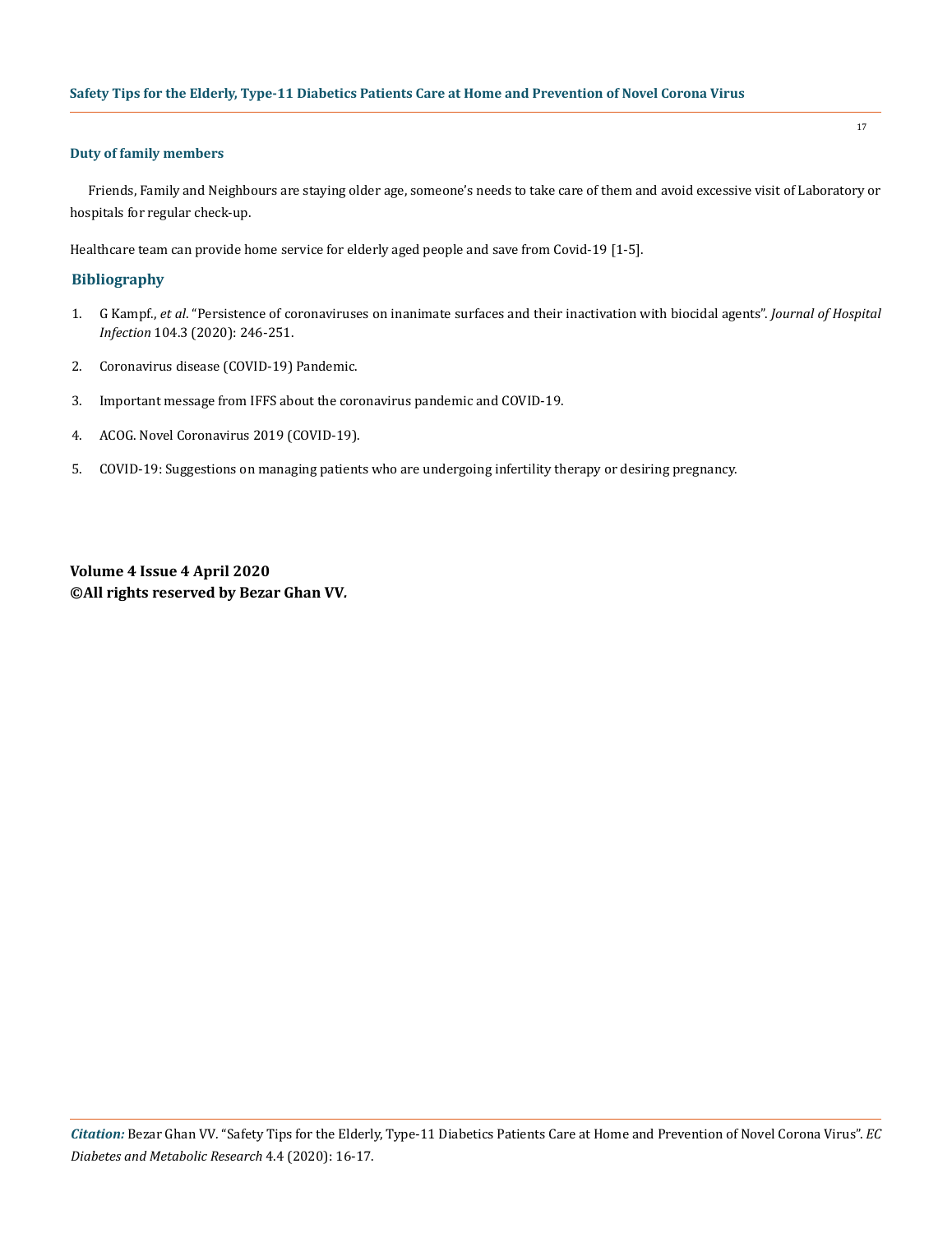### Duty of family members

Friends, Family and Neighbours are staying older age, someone's needs to take care of them and avoid excessive visit of Laboratory or hospitals for regular check-up.

Healthcare team can provide home service for elderly aged people and save from Covid-19 [1-5].

## Bibliography

1. G Kampf., *et al*. "Persistence of coronaviruses on inanimate surfaces and their inactivation with biocidal agents". *Journal of Hospital Infection* 104.3 (2020): 246-251.
2. Coronavirus disease (COVID-19) Pandemic.
3. Important message from IFFS about the coronavirus pandemic and COVID-19.
4. ACOG. Novel Coronavirus 2019 (COVID-19).
5. COVID-19: Suggestions on managing patients who are undergoing infertility therapy or desiring pregnancy.

**Volume 4 Issue 4 April 2020**
**©All rights reserved by Bezar Ghan VV.**